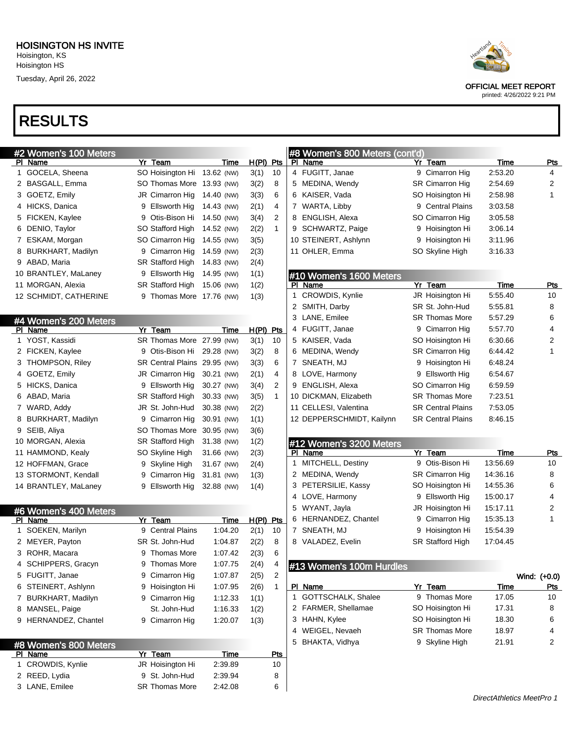HOISINGTON HS INVITE
Hoisington, KS
Hoisington HS
Tuesday, April 26, 2022

OFFICIAL MEET REPORT
printed: 4/26/2022 9:21 PM

# RESULTS

## #2 Women's 100 Meters

| Pl | Name | Yr | Team | Time | H(Pl) | Pts |
|---|---|---|---|---|---|---|
| 1 | GOCELA, Sheena | SO | Hoisington Hi | 13.62 (NW) | 3(1) | 10 |
| 2 | BASGALL, Emma | SO | Thomas More | 13.93 (NW) | 3(2) | 8 |
| 3 | GOETZ, Emily | JR | Cimarron Hig | 14.40 (NW) | 3(3) | 6 |
| 4 | HICKS, Danica | 9 | Ellsworth Hig | 14.43 (NW) | 2(1) | 4 |
| 5 | FICKEN, Kaylee | 9 | Otis-Bison Hi | 14.50 (NW) | 3(4) | 2 |
| 6 | DENIO, Taylor | SO | Stafford High | 14.52 (NW) | 2(2) | 1 |
| 7 | ESKAM, Morgan | SO | Cimarron Hig | 14.55 (NW) | 3(5) | |
| 8 | BURKHART, Madilyn | 9 | Cimarron Hig | 14.59 (NW) | 2(3) | |
| 9 | ABAD, Maria | SR | Stafford High | 14.83 (NW) | 2(4) | |
| 10 | BRANTLEY, MaLaney | 9 | Ellsworth Hig | 14.95 (NW) | 1(1) | |
| 11 | MORGAN, Alexia | SR | Stafford High | 15.06 (NW) | 1(2) | |
| 12 | SCHMIDT, CATHERINE | 9 | Thomas More | 17.76 (NW) | 1(3) | |

## #4 Women's 200 Meters

| Pl | Name | Yr | Team | Time | H(Pl) | Pts |
|---|---|---|---|---|---|---|
| 1 | YOST, Kassidi | SR | Thomas More | 27.99 (NW) | 3(1) | 10 |
| 2 | FICKEN, Kaylee | 9 | Otis-Bison Hi | 29.28 (NW) | 3(2) | 8 |
| 3 | THOMPSON, Riley | SR | Central Plains | 29.95 (NW) | 3(3) | 6 |
| 4 | GOETZ, Emily | JR | Cimarron Hig | 30.21 (NW) | 2(1) | 4 |
| 5 | HICKS, Danica | 9 | Ellsworth Hig | 30.27 (NW) | 3(4) | 2 |
| 6 | ABAD, Maria | SR | Stafford High | 30.33 (NW) | 3(5) | 1 |
| 7 | WARD, Addy | JR | St. John-Hud | 30.38 (NW) | 2(2) | |
| 8 | BURKHART, Madilyn | 9 | Cimarron Hig | 30.91 (NW) | 1(1) | |
| 9 | SEIB, Aliya | SO | Thomas More | 30.95 (NW) | 3(6) | |
| 10 | MORGAN, Alexia | SR | Stafford High | 31.38 (NW) | 1(2) | |
| 11 | HAMMOND, Kealy | SO | Skyline High | 31.66 (NW) | 2(3) | |
| 12 | HOFFMAN, Grace | 9 | Skyline High | 31.67 (NW) | 2(4) | |
| 13 | STORMONT, Kendall | 9 | Cimarron Hig | 31.81 (NW) | 1(3) | |
| 14 | BRANTLEY, MaLaney | 9 | Ellsworth Hig | 32.88 (NW) | 1(4) | |

## #6 Women's 400 Meters

| Pl | Name | Yr | Team | Time | H(Pl) | Pts |
|---|---|---|---|---|---|---|
| 1 | SOEKEN, Marilyn | 9 | Central Plains | 1:04.20 | 2(1) | 10 |
| 2 | MEYER, Payton | SR | St. John-Hud | 1:04.87 | 2(2) | 8 |
| 3 | ROHR, Macara | 9 | Thomas More | 1:07.42 | 2(3) | 6 |
| 4 | SCHIPPERS, Gracyn | 9 | Thomas More | 1:07.75 | 2(4) | 4 |
| 5 | FUGITT, Janae | 9 | Cimarron Hig | 1:07.87 | 2(5) | 2 |
| 6 | STEINERT, Ashlynn | 9 | Hoisington Hi | 1:07.95 | 2(6) | 1 |
| 7 | BURKHART, Madilyn | 9 | Cimarron Hig | 1:12.33 | 1(1) | |
| 8 | MANSEL, Paige | | St. John-Hud | 1:16.33 | 1(2) | |
| 9 | HERNANDEZ, Chantel | 9 | Cimarron Hig | 1:20.07 | 1(3) | |

## #8 Women's 800 Meters

| Pl | Name | Yr | Team | Time | Pts |
|---|---|---|---|---|---|
| 1 | CROWDIS, Kynlie | JR | Hoisington Hi | 2:39.89 | 10 |
| 2 | REED, Lydia | 9 | St. John-Hud | 2:39.94 | 8 |
| 3 | LANE, Emilee | SR | Thomas More | 2:42.08 | 6 |
| 4 | FUGITT, Janae | 9 | Cimarron Hig | 2:53.20 | 4 |
| 5 | MEDINA, Wendy | SR | Cimarron Hig | 2:54.69 | 2 |
| 6 | KAISER, Vada | SO | Hoisington Hi | 2:58.98 | 1 |
| 7 | WARTA, Libby | 9 | Central Plains | 3:03.58 | |
| 8 | ENGLISH, Alexa | SO | Cimarron Hig | 3:05.58 | |
| 9 | SCHWARTZ, Paige | 9 | Hoisington Hi | 3:06.14 | |
| 10 | STEINERT, Ashlynn | 9 | Hoisington Hi | 3:11.96 | |
| 11 | OHLER, Emma | SO | Skyline High | 3:16.33 | |

## #10 Women's 1600 Meters

| Pl | Name | Yr | Team | Time | Pts |
|---|---|---|---|---|---|
| 1 | CROWDIS, Kynlie | JR | Hoisington Hi | 5:55.40 | 10 |
| 2 | SMITH, Darby | SR | St. John-Hud | 5:55.81 | 8 |
| 3 | LANE, Emilee | SR | Thomas More | 5:57.29 | 6 |
| 4 | FUGITT, Janae | 9 | Cimarron Hig | 5:57.70 | 4 |
| 5 | KAISER, Vada | SO | Hoisington Hi | 6:30.66 | 2 |
| 6 | MEDINA, Wendy | SR | Cimarron Hig | 6:44.42 | 1 |
| 7 | SNEATH, MJ | 9 | Hoisington Hi | 6:48.24 | |
| 8 | LOVE, Harmony | 9 | Ellsworth Hig | 6:54.67 | |
| 9 | ENGLISH, Alexa | SO | Cimarron Hig | 6:59.59 | |
| 10 | DICKMAN, Elizabeth | SR | Thomas More | 7:23.51 | |
| 11 | CELLESI, Valentina | SR | Central Plains | 7:53.05 | |
| 12 | DEPPERSCHMIDT, Kailynn | SR | Central Plains | 8:46.15 | |

## #12 Women's 3200 Meters

| Pl | Name | Yr | Team | Time | Pts |
|---|---|---|---|---|---|
| 1 | MITCHELL, Destiny | 9 | Otis-Bison Hi | 13:56.69 | 10 |
| 2 | MEDINA, Wendy | SR | Cimarron Hig | 14:36.16 | 8 |
| 3 | PETERSILIE, Kassy | SO | Hoisington Hi | 14:55.36 | 6 |
| 4 | LOVE, Harmony | 9 | Ellsworth Hig | 15:00.17 | 4 |
| 5 | WYANT, Jayla | JR | Hoisington Hi | 15:17.11 | 2 |
| 6 | HERNANDEZ, Chantel | 9 | Cimarron Hig | 15:35.13 | 1 |
| 7 | SNEATH, MJ | 9 | Hoisington Hi | 15:54.39 | |
| 8 | VALADEZ, Evelin | SR | Stafford High | 17:04.45 | |

## #13 Women's 100m Hurdles

Wind: (+0.0)

| Pl | Name | Yr | Team | Time | Pts |
|---|---|---|---|---|---|
| 1 | GOTTSCHALK, Shalee | 9 | Thomas More | 17.05 | 10 |
| 2 | FARMER, Shellamae | SO | Hoisington Hi | 17.31 | 8 |
| 3 | HAHN, Kylee | SO | Hoisington Hi | 18.30 | 6 |
| 4 | WEIGEL, Nevaeh | SR | Thomas More | 18.97 | 4 |
| 5 | BHAKTA, Vidhya | 9 | Skyline High | 21.91 | 2 |

DirectAthletics MeetPro 1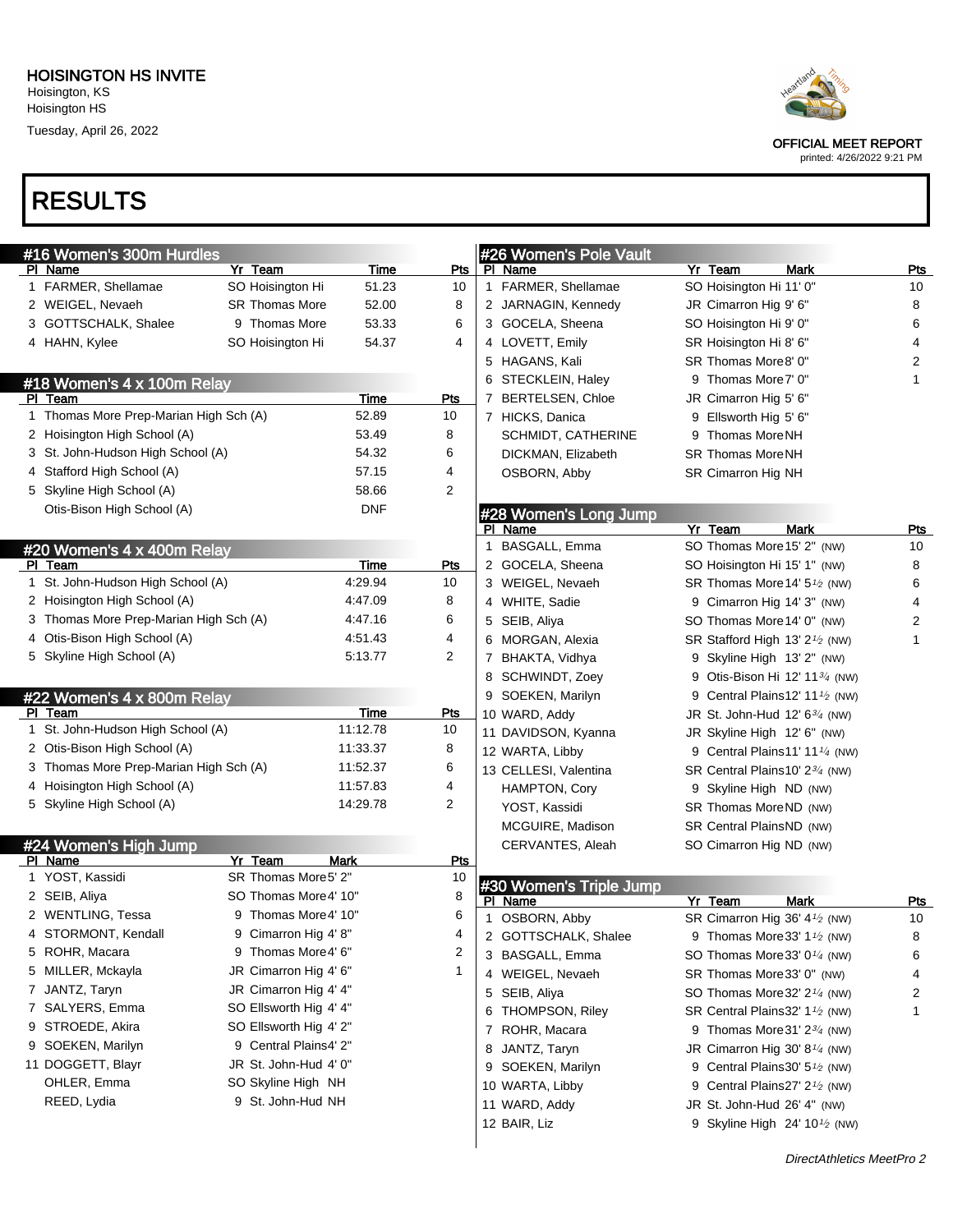HOISINGTON HS INVITE
Hoisington, KS
Hoisington HS
Tuesday, April 26, 2022

OFFICIAL MEET REPORT
printed: 4/26/2022 9:21 PM

# RESULTS

## #16 Women's 300m Hurdles

| Pl | Name | Yr | Team | Time | Pts |
|---|---|---|---|---|---|
| 1 | FARMER, Shellamae | SO | Hoisington Hi | 51.23 | 10 |
| 2 | WEIGEL, Nevaeh | SR | Thomas More | 52.00 | 8 |
| 3 | GOTTSCHALK, Shalee | 9 | Thomas More | 53.33 | 6 |
| 4 | HAHN, Kylee | SO | Hoisington Hi | 54.37 | 4 |

## #18 Women's 4 x 100m Relay

| Pl | Team | Time | Pts |
|---|---|---|---|
| 1 | Thomas More Prep-Marian High Sch (A) | 52.89 | 10 |
| 2 | Hoisington High School (A) | 53.49 | 8 |
| 3 | St. John-Hudson High School (A) | 54.32 | 6 |
| 4 | Stafford High School (A) | 57.15 | 4 |
| 5 | Skyline High School (A) | 58.66 | 2 |
| | Otis-Bison High School (A) | DNF | |

## #20 Women's 4 x 400m Relay

| Pl | Team | Time | Pts |
|---|---|---|---|
| 1 | St. John-Hudson High School (A) | 4:29.94 | 10 |
| 2 | Hoisington High School (A) | 4:47.09 | 8 |
| 3 | Thomas More Prep-Marian High Sch (A) | 4:47.16 | 6 |
| 4 | Otis-Bison High School (A) | 4:51.43 | 4 |
| 5 | Skyline High School (A) | 5:13.77 | 2 |

## #22 Women's 4 x 800m Relay

| Pl | Team | Time | Pts |
|---|---|---|---|
| 1 | St. John-Hudson High School (A) | 11:12.78 | 10 |
| 2 | Otis-Bison High School (A) | 11:33.37 | 8 |
| 3 | Thomas More Prep-Marian High Sch (A) | 11:52.37 | 6 |
| 4 | Hoisington High School (A) | 11:57.83 | 4 |
| 5 | Skyline High School (A) | 14:29.78 | 2 |

## #24 Women's High Jump

| Pl | Name | Yr | Team | Mark | Pts |
|---|---|---|---|---|---|
| 1 | YOST, Kassidi | SR | Thomas More | 5' 2" | 10 |
| 2 | SEIB, Aliya | SO | Thomas More | 4' 10" | 8 |
| 2 | WENTLING, Tessa | 9 | Thomas More | 4' 10" | 6 |
| 4 | STORMONT, Kendall | 9 | Cimarron Hig | 4' 8" | 4 |
| 5 | ROHR, Macara | 9 | Thomas More | 4' 6" | 2 |
| 5 | MILLER, Mckayla | JR | Cimarron Hig | 4' 6" | 1 |
| 7 | JANTZ, Taryn | JR | Cimarron Hig | 4' 4" | |
| 7 | SALYERS, Emma | SO | Ellsworth Hig | 4' 4" | |
| 9 | STROEDE, Akira | SO | Ellsworth Hig | 4' 2" | |
| 9 | SOEKEN, Marilyn | 9 | Central Plains | 4' 2" | |
| 11 | DOGGETT, Blayr | JR | St. John-Hud | 4' 0" | |
| | OHLER, Emma | SO | Skyline High | NH | |
| | REED, Lydia | 9 | St. John-Hud | NH | |

## #26 Women's Pole Vault

| Pl | Name | Yr | Team | Mark | Pts |
|---|---|---|---|---|---|
| 1 | FARMER, Shellamae | SO | Hoisington Hi | 11' 0" | 10 |
| 2 | JARNAGIN, Kennedy | JR | Cimarron Hig | 9' 6" | 8 |
| 3 | GOCELA, Sheena | SO | Hoisington Hi | 9' 0" | 6 |
| 4 | LOVETT, Emily | SR | Hoisington Hi | 8' 6" | 4 |
| 5 | HAGANS, Kali | SR | Thomas More | 8' 0" | 2 |
| 6 | STECKLEIN, Haley | 9 | Thomas More | 7' 0" | 1 |
| 7 | BERTELSEN, Chloe | JR | Cimarron Hig | 5' 6" | |
| 7 | HICKS, Danica | 9 | Ellsworth Hig | 5' 6" | |
| | SCHMIDT, CATHERINE | 9 | Thomas More | NH | |
| | DICKMAN, Elizabeth | SR | Thomas More | NH | |
| | OSBORN, Abby | SR | Cimarron Hig | NH | |

## #28 Women's Long Jump

| Pl | Name | Yr | Team | Mark | Pts |
|---|---|---|---|---|---|
| 1 | BASGALL, Emma | SO | Thomas More | 15' 2" (NW) | 10 |
| 2 | GOCELA, Sheena | SO | Hoisington Hi | 15' 1" (NW) | 8 |
| 3 | WEIGEL, Nevaeh | SR | Thomas More | 14' 5½ (NW) | 6 |
| 4 | WHITE, Sadie | 9 | Cimarron Hig | 14' 3" (NW) | 4 |
| 5 | SEIB, Aliya | SO | Thomas More | 14' 0" (NW) | 2 |
| 6 | MORGAN, Alexia | SR | Stafford High | 13' 2½ (NW) | 1 |
| 7 | BHAKTA, Vidhya | 9 | Skyline High | 13' 2" (NW) | |
| 8 | SCHWINDT, Zoey | 9 | Otis-Bison Hi | 12' 11¾ (NW) | |
| 9 | SOEKEN, Marilyn | 9 | Central Plains | 12' 11½ (NW) | |
| 10 | WARD, Addy | JR | St. John-Hud | 12' 6¾ (NW) | |
| 11 | DAVIDSON, Kyanna | JR | Skyline High | 12' 6" (NW) | |
| 12 | WARTA, Libby | 9 | Central Plains | 11' 11¼ (NW) | |
| 13 | CELLESI, Valentina | SR | Central Plains | 10' 2¾ (NW) | |
| | HAMPTON, Cory | 9 | Skyline High | ND (NW) | |
| | YOST, Kassidi | SR | Thomas More | ND (NW) | |
| | MCGUIRE, Madison | SR | Central Plains | ND (NW) | |
| | CERVANTES, Aleah | SO | Cimarron Hig | ND (NW) | |

## #30 Women's Triple Jump

| Pl | Name | Yr | Team | Mark | Pts |
|---|---|---|---|---|---|
| 1 | OSBORN, Abby | SR | Cimarron Hig | 36' 4½ (NW) | 10 |
| 2 | GOTTSCHALK, Shalee | 9 | Thomas More | 33' 1½ (NW) | 8 |
| 3 | BASGALL, Emma | SO | Thomas More | 33' 0¼ (NW) | 6 |
| 4 | WEIGEL, Nevaeh | SR | Thomas More | 33' 0" (NW) | 4 |
| 5 | SEIB, Aliya | SO | Thomas More | 32' 2¼ (NW) | 2 |
| 6 | THOMPSON, Riley | SR | Central Plains | 32' 1½ (NW) | 1 |
| 7 | ROHR, Macara | 9 | Thomas More | 31' 2¾ (NW) | |
| 8 | JANTZ, Taryn | JR | Cimarron Hig | 30' 8¼ (NW) | |
| 9 | SOEKEN, Marilyn | 9 | Central Plains | 30' 5½ (NW) | |
| 10 | WARTA, Libby | 9 | Central Plains | 27' 2½ (NW) | |
| 11 | WARD, Addy | JR | St. John-Hud | 26' 4" (NW) | |
| 12 | BAIR, Liz | 9 | Skyline High | 24' 10½ (NW) | |

DirectAthletics MeetPro 2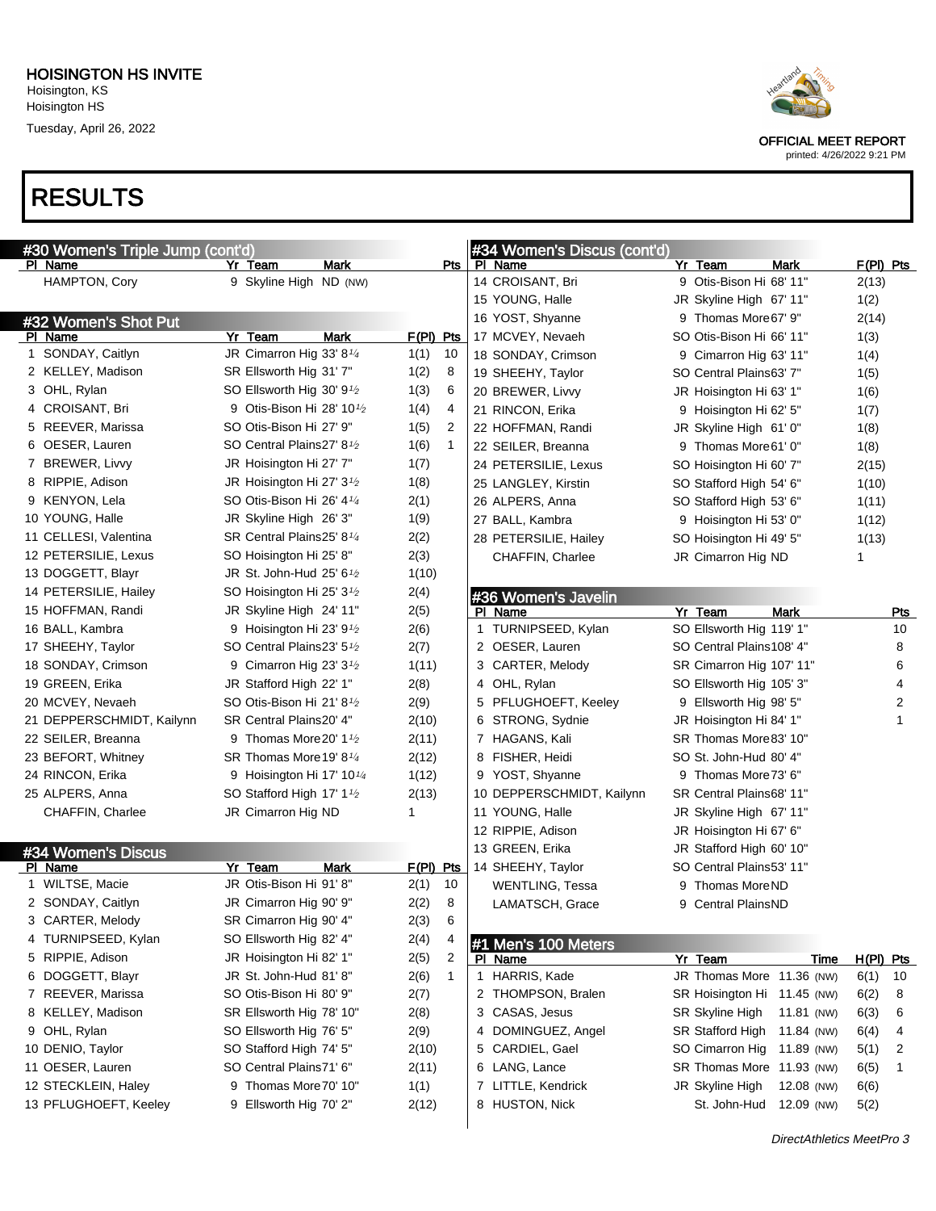# HOISINGTON HS INVITE

Hoisington, KS
Hoisington HS
Tuesday, April 26, 2022

OFFICIAL MEET REPORT
printed: 4/26/2022 9:21 PM

# RESULTS

## #30 Women's Triple Jump (cont'd)

| Pl | Name | Yr | Team | Mark | Pts |
|---|---|---|---|---|---|
| | HAMPTON, Cory | 9 | Skyline High | ND (NW) | |

## #32 Women's Shot Put

| Pl | Name | Yr | Team | Mark | F(Pl) | Pts |
|---|---|---|---|---|---|---|
| 1 | SONDAY, Caitlyn | JR | Cimarron Hig | 33' 8¼ | 1(1) | 10 |
| 2 | KELLEY, Madison | SR | Ellsworth Hig | 31' 7" | 1(2) | 8 |
| 3 | OHL, Rylan | SO | Ellsworth Hig | 30' 9½ | 1(3) | 6 |
| 4 | CROISANT, Bri | 9 | Otis-Bison Hi | 28' 10½ | 1(4) | 4 |
| 5 | REEVER, Marissa | SO | Otis-Bison Hi | 27' 9" | 1(5) | 2 |
| 6 | OESER, Lauren | SO | Central Plains | 27' 8½ | 1(6) | 1 |
| 7 | BREWER, Livvy | JR | Hoisington Hi | 27' 7" | 1(7) | |
| 8 | RIPPIE, Adison | JR | Hoisington Hi | 27' 3½ | 1(8) | |
| 9 | KENYON, Lela | SO | Otis-Bison Hi | 26' 4¼ | 2(1) | |
| 10 | YOUNG, Halle | JR | Skyline High | 26' 3" | 1(9) | |
| 11 | CELLESI, Valentina | SR | Central Plains | 25' 8¼ | 2(2) | |
| 12 | PETERSILIE, Lexus | SO | Hoisington Hi | 25' 8" | 2(3) | |
| 13 | DOGGETT, Blayr | JR | St. John-Hud | 25' 6½ | 1(10) | |
| 14 | PETERSILIE, Hailey | SO | Hoisington Hi | 25' 3½ | 2(4) | |
| 15 | HOFFMAN, Randi | JR | Skyline High | 24' 11" | 2(5) | |
| 16 | BALL, Kambra | 9 | Hoisington Hi | 23' 9½ | 2(6) | |
| 17 | SHEEHY, Taylor | SO | Central Plains | 23' 5½ | 2(7) | |
| 18 | SONDAY, Crimson | 9 | Cimarron Hig | 23' 3½ | 1(11) | |
| 19 | GREEN, Erika | JR | Stafford High | 22' 1" | 2(8) | |
| 20 | MCVEY, Nevaeh | SO | Otis-Bison Hi | 21' 8½ | 2(9) | |
| 21 | DEPPERSCHMIDT, Kailynn | SR | Central Plains | 20' 4" | 2(10) | |
| 22 | SEILER, Breanna | 9 | Thomas More | 20' 1½ | 2(11) | |
| 23 | BEFORT, Whitney | SR | Thomas More | 19' 8¼ | 2(12) | |
| 24 | RINCON, Erika | 9 | Hoisington Hi | 17' 10¼ | 1(12) | |
| 25 | ALPERS, Anna | SO | Stafford High | 17' 1½ | 2(13) | |
| | CHAFFIN, Charlee | JR | Cimarron Hig | ND | 1 | |

## #34 Women's Discus

| Pl | Name | Yr | Team | Mark | F(Pl) | Pts |
|---|---|---|---|---|---|---|
| 1 | WILTSE, Macie | JR | Otis-Bison Hi | 91' 8" | 2(1) | 10 |
| 2 | SONDAY, Caitlyn | JR | Cimarron Hig | 90' 9" | 2(2) | 8 |
| 3 | CARTER, Melody | SR | Cimarron Hig | 90' 4" | 2(3) | 6 |
| 4 | TURNIPSEED, Kylan | SO | Ellsworth Hig | 82' 4" | 2(4) | 4 |
| 5 | RIPPIE, Adison | JR | Hoisington Hi | 82' 1" | 2(5) | 2 |
| 6 | DOGGETT, Blayr | JR | St. John-Hud | 81' 8" | 2(6) | 1 |
| 7 | REEVER, Marissa | SO | Otis-Bison Hi | 80' 9" | 2(7) | |
| 8 | KELLEY, Madison | SR | Ellsworth Hig | 78' 10" | 2(8) | |
| 9 | OHL, Rylan | SO | Ellsworth Hig | 76' 5" | 2(9) | |
| 10 | DENIO, Taylor | SO | Stafford High | 74' 5" | 2(10) | |
| 11 | OESER, Lauren | SO | Central Plains | 71' 6" | 2(11) | |
| 12 | STECKLEIN, Haley | 9 | Thomas More | 70' 10" | 1(1) | |
| 13 | PFLUGHOEFT, Keeley | 9 | Ellsworth Hig | 70' 2" | 2(12) | |
| 14 | CROISANT, Bri | 9 | Otis-Bison Hi | 68' 11" | 2(13) | |
| 15 | YOUNG, Halle | JR | Skyline High | 67' 11" | 1(2) | |
| 16 | YOST, Shyanne | 9 | Thomas More | 67' 9" | 2(14) | |
| 17 | MCVEY, Nevaeh | SO | Otis-Bison Hi | 66' 11" | 1(3) | |
| 18 | SONDAY, Crimson | 9 | Cimarron Hig | 63' 11" | 1(4) | |
| 19 | SHEEHY, Taylor | SO | Central Plains | 63' 7" | 1(5) | |
| 20 | BREWER, Livvy | JR | Hoisington Hi | 63' 1" | 1(6) | |
| 21 | RINCON, Erika | 9 | Hoisington Hi | 62' 5" | 1(7) | |
| 22 | HOFFMAN, Randi | JR | Skyline High | 61' 0" | 1(8) | |
| 22 | SEILER, Breanna | 9 | Thomas More | 61' 0" | 1(8) | |
| 24 | PETERSILIE, Lexus | SO | Hoisington Hi | 60' 7" | 2(15) | |
| 25 | LANGLEY, Kirstin | SO | Stafford High | 54' 6" | 1(10) | |
| 26 | ALPERS, Anna | SO | Stafford High | 53' 6" | 1(11) | |
| 27 | BALL, Kambra | 9 | Hoisington Hi | 53' 0" | 1(12) | |
| 28 | PETERSILIE, Hailey | SO | Hoisington Hi | 49' 5" | 1(13) | |
| | CHAFFIN, Charlee | JR | Cimarron Hig | ND | 1 | |

## #36 Women's Javelin

| Pl | Name | Yr | Team | Mark | Pts |
|---|---|---|---|---|---|
| 1 | TURNIPSEED, Kylan | SO | Ellsworth Hig | 119' 1" | 10 |
| 2 | OESER, Lauren | SO | Central Plains | 108' 4" | 8 |
| 3 | CARTER, Melody | SR | Cimarron Hig | 107' 11" | 6 |
| 4 | OHL, Rylan | SO | Ellsworth Hig | 105' 3" | 4 |
| 5 | PFLUGHOEFT, Keeley | 9 | Ellsworth Hig | 98' 5" | 2 |
| 6 | STRONG, Sydnie | JR | Hoisington Hi | 84' 1" | 1 |
| 7 | HAGANS, Kali | SR | Thomas More | 83' 10" | |
| 8 | FISHER, Heidi | SO | St. John-Hud | 80' 4" | |
| 9 | YOST, Shyanne | 9 | Thomas More | 73' 6" | |
| 10 | DEPPERSCHMIDT, Kailynn | SR | Central Plains | 68' 11" | |
| 11 | YOUNG, Halle | JR | Skyline High | 67' 11" | |
| 12 | RIPPIE, Adison | JR | Hoisington Hi | 67' 6" | |
| 13 | GREEN, Erika | JR | Stafford High | 60' 10" | |
| 14 | SHEEHY, Taylor | SO | Central Plains | 53' 11" | |
| | WENTLING, Tessa | 9 | Thomas More | ND | |
| | LAMATSCH, Grace | 9 | Central Plains | ND | |

## #1 Men's 100 Meters

| Pl | Name | Yr | Team | Time | H(Pl) | Pts |
|---|---|---|---|---|---|---|
| 1 | HARRIS, Kade | JR | Thomas More | 11.36 (NW) | 6(1) | 10 |
| 2 | THOMPSON, Bralen | SR | Hoisington Hi | 11.45 (NW) | 6(2) | 8 |
| 3 | CASAS, Jesus | SR | Skyline High | 11.81 (NW) | 6(3) | 6 |
| 4 | DOMINGUEZ, Angel | SR | Stafford High | 11.84 (NW) | 6(4) | 4 |
| 5 | CARDIEL, Gael | SO | Cimarron Hig | 11.89 (NW) | 5(1) | 2 |
| 6 | LANG, Lance | SR | Thomas More | 11.93 (NW) | 6(5) | 1 |
| 7 | LITTLE, Kendrick | JR | Skyline High | 12.08 (NW) | 6(6) | |
| 8 | HUSTON, Nick | | St. John-Hud | 12.09 (NW) | 5(2) | |

DirectAthletics MeetPro 3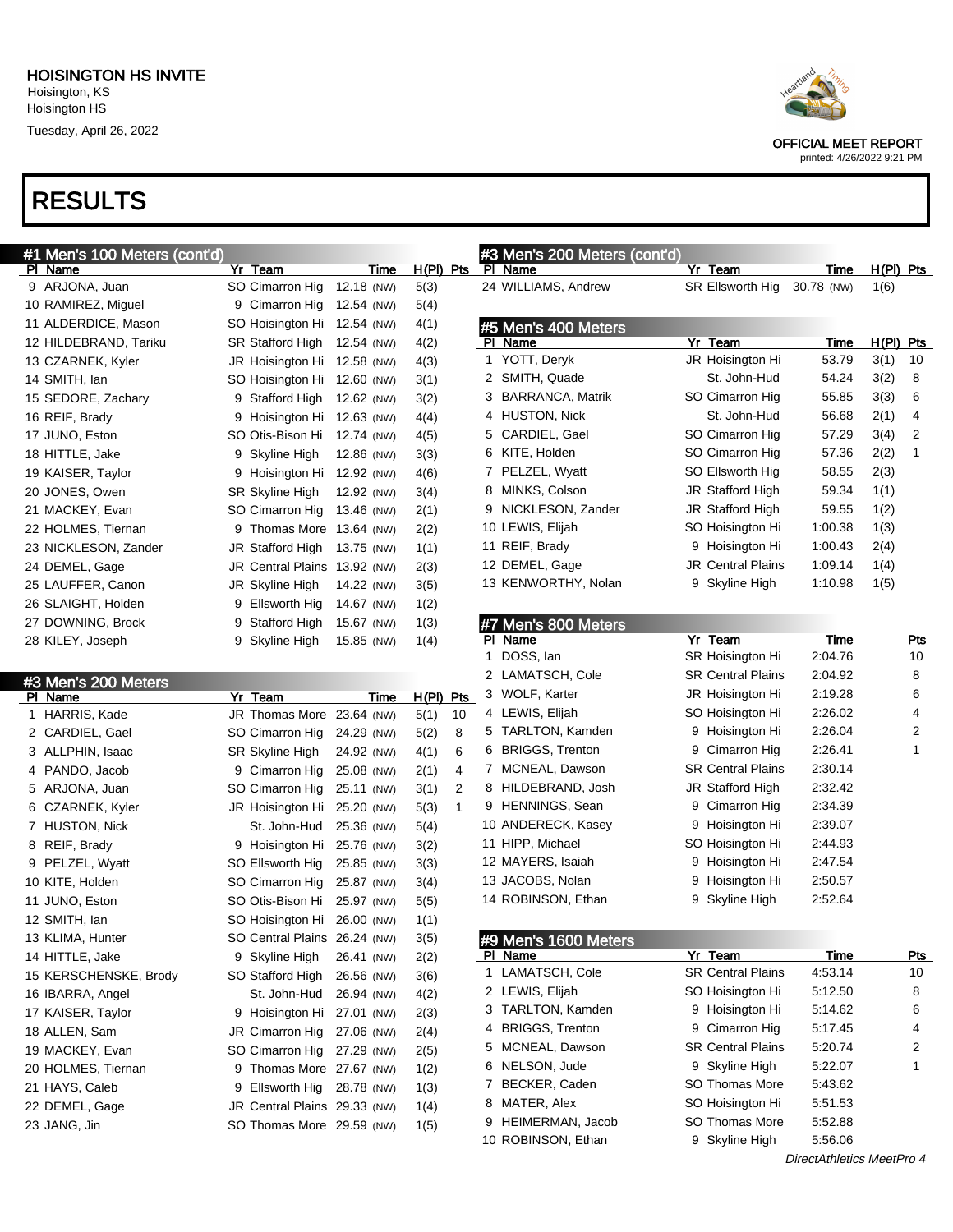# HOISINGTON HS INVITE

Hoisington, KS
Hoisington HS
Tuesday, April 26, 2022

OFFICIAL MEET REPORT
printed: 4/26/2022 9:21 PM

# RESULTS

## #1 Men's 100 Meters (cont'd)

| Pl | Name | Yr | Team | Time | H(Pl) | Pts |
|---|---|---|---|---|---|---|
| 9 | ARJONA, Juan | SO | Cimarron Hig | 12.18 (NW) | 5(3) | |
| 10 | RAMIREZ, Miguel | 9 | Cimarron Hig | 12.54 (NW) | 5(4) | |
| 11 | ALDERDICE, Mason | SO | Hoisington Hi | 12.54 (NW) | 4(1) | |
| 12 | HILDEBRAND, Tariku | SR | Stafford High | 12.54 (NW) | 4(2) | |
| 13 | CZARNEK, Kyler | JR | Hoisington Hi | 12.58 (NW) | 4(3) | |
| 14 | SMITH, Ian | SO | Hoisington Hi | 12.60 (NW) | 3(1) | |
| 15 | SEDORE, Zachary | 9 | Stafford High | 12.62 (NW) | 3(2) | |
| 16 | REIF, Brady | 9 | Hoisington Hi | 12.63 (NW) | 4(4) | |
| 17 | JUNO, Eston | SO | Otis-Bison Hi | 12.74 (NW) | 4(5) | |
| 18 | HITTLE, Jake | 9 | Skyline High | 12.86 (NW) | 3(3) | |
| 19 | KAISER, Taylor | 9 | Hoisington Hi | 12.92 (NW) | 4(6) | |
| 20 | JONES, Owen | SR | Skyline High | 12.92 (NW) | 3(4) | |
| 21 | MACKEY, Evan | SO | Cimarron Hig | 13.46 (NW) | 2(1) | |
| 22 | HOLMES, Tiernan | 9 | Thomas More | 13.64 (NW) | 2(2) | |
| 23 | NICKLESON, Zander | JR | Stafford High | 13.75 (NW) | 1(1) | |
| 24 | DEMEL, Gage | JR | Central Plains | 13.92 (NW) | 2(3) | |
| 25 | LAUFFER, Canon | JR | Skyline High | 14.22 (NW) | 3(5) | |
| 26 | SLAIGHT, Holden | 9 | Ellsworth Hig | 14.67 (NW) | 1(2) | |
| 27 | DOWNING, Brock | 9 | Stafford High | 15.67 (NW) | 1(3) | |
| 28 | KILEY, Joseph | 9 | Skyline High | 15.85 (NW) | 1(4) | |

## #3 Men's 200 Meters

| Pl | Name | Yr | Team | Time | H(Pl) | Pts |
|---|---|---|---|---|---|---|
| 1 | HARRIS, Kade | JR | Thomas More | 23.64 (NW) | 5(1) | 10 |
| 2 | CARDIEL, Gael | SO | Cimarron Hig | 24.29 (NW) | 5(2) | 8 |
| 3 | ALLPHIN, Isaac | SR | Skyline High | 24.92 (NW) | 4(1) | 6 |
| 4 | PANDO, Jacob | 9 | Cimarron Hig | 25.08 (NW) | 2(1) | 4 |
| 5 | ARJONA, Juan | SO | Cimarron Hig | 25.11 (NW) | 3(1) | 2 |
| 6 | CZARNEK, Kyler | JR | Hoisington Hi | 25.20 (NW) | 5(3) | 1 |
| 7 | HUSTON, Nick | | St. John-Hud | 25.36 (NW) | 5(4) | |
| 8 | REIF, Brady | 9 | Hoisington Hi | 25.76 (NW) | 3(2) | |
| 9 | PELZEL, Wyatt | SO | Ellsworth Hig | 25.85 (NW) | 3(3) | |
| 10 | KITE, Holden | SO | Cimarron Hig | 25.87 (NW) | 3(4) | |
| 11 | JUNO, Eston | SO | Otis-Bison Hi | 25.97 (NW) | 5(5) | |
| 12 | SMITH, Ian | SO | Hoisington Hi | 26.00 (NW) | 1(1) | |
| 13 | KLIMA, Hunter | SO | Central Plains | 26.24 (NW) | 3(5) | |
| 14 | HITTLE, Jake | 9 | Skyline High | 26.41 (NW) | 2(2) | |
| 15 | KERSCHENSKE, Brody | SO | Stafford High | 26.56 (NW) | 3(6) | |
| 16 | IBARRA, Angel | | St. John-Hud | 26.94 (NW) | 4(2) | |
| 17 | KAISER, Taylor | 9 | Hoisington Hi | 27.01 (NW) | 2(3) | |
| 18 | ALLEN, Sam | JR | Cimarron Hig | 27.06 (NW) | 2(4) | |
| 19 | MACKEY, Evan | SO | Cimarron Hig | 27.29 (NW) | 2(5) | |
| 20 | HOLMES, Tiernan | 9 | Thomas More | 27.67 (NW) | 1(2) | |
| 21 | HAYS, Caleb | 9 | Ellsworth Hig | 28.78 (NW) | 1(3) | |
| 22 | DEMEL, Gage | JR | Central Plains | 29.33 (NW) | 1(4) | |
| 23 | JANG, Jin | SO | Thomas More | 29.59 (NW) | 1(5) | |

## #3 Men's 200 Meters (cont'd)

| Pl | Name | Yr | Team | Time | H(Pl) | Pts |
|---|---|---|---|---|---|---|
| 24 | WILLIAMS, Andrew | SR | Ellsworth Hig | 30.78 (NW) | 1(6) | |

## #5 Men's 400 Meters

| Pl | Name | Yr | Team | Time | H(Pl) | Pts |
|---|---|---|---|---|---|---|
| 1 | YOTT, Deryk | JR | Hoisington Hi | 53.79 | 3(1) | 10 |
| 2 | SMITH, Quade | | St. John-Hud | 54.24 | 3(2) | 8 |
| 3 | BARRANCA, Matrik | SO | Cimarron Hig | 55.85 | 3(3) | 6 |
| 4 | HUSTON, Nick | | St. John-Hud | 56.68 | 2(1) | 4 |
| 5 | CARDIEL, Gael | SO | Cimarron Hig | 57.29 | 3(4) | 2 |
| 6 | KITE, Holden | SO | Cimarron Hig | 57.36 | 2(2) | 1 |
| 7 | PELZEL, Wyatt | SO | Ellsworth Hig | 58.55 | 2(3) | |
| 8 | MINKS, Colson | JR | Stafford High | 59.34 | 1(1) | |
| 9 | NICKLESON, Zander | JR | Stafford High | 59.55 | 1(2) | |
| 10 | LEWIS, Elijah | SO | Hoisington Hi | 1:00.38 | 1(3) | |
| 11 | REIF, Brady | 9 | Hoisington Hi | 1:00.43 | 2(4) | |
| 12 | DEMEL, Gage | JR | Central Plains | 1:09.14 | 1(4) | |
| 13 | KENWORTHY, Nolan | 9 | Skyline High | 1:10.98 | 1(5) | |

## #7 Men's 800 Meters

| Pl | Name | Yr | Team | Time | Pts |
|---|---|---|---|---|---|
| 1 | DOSS, Ian | SR | Hoisington Hi | 2:04.76 | 10 |
| 2 | LAMATSCH, Cole | SR | Central Plains | 2:04.92 | 8 |
| 3 | WOLF, Karter | JR | Hoisington Hi | 2:19.28 | 6 |
| 4 | LEWIS, Elijah | SO | Hoisington Hi | 2:26.02 | 4 |
| 5 | TARLTON, Kamden | 9 | Hoisington Hi | 2:26.04 | 2 |
| 6 | BRIGGS, Trenton | 9 | Cimarron Hig | 2:26.41 | 1 |
| 7 | MCNEAL, Dawson | SR | Central Plains | 2:30.14 | |
| 8 | HILDEBRAND, Josh | JR | Stafford High | 2:32.42 | |
| 9 | HENNINGS, Sean | 9 | Cimarron Hig | 2:34.39 | |
| 10 | ANDERECK, Kasey | 9 | Hoisington Hi | 2:39.07 | |
| 11 | HIPP, Michael | SO | Hoisington Hi | 2:44.93 | |
| 12 | MAYERS, Isaiah | 9 | Hoisington Hi | 2:47.54 | |
| 13 | JACOBS, Nolan | 9 | Hoisington Hi | 2:50.57 | |
| 14 | ROBINSON, Ethan | 9 | Skyline High | 2:52.64 | |

## #9 Men's 1600 Meters

| Pl | Name | Yr | Team | Time | Pts |
|---|---|---|---|---|---|
| 1 | LAMATSCH, Cole | SR | Central Plains | 4:53.14 | 10 |
| 2 | LEWIS, Elijah | SO | Hoisington Hi | 5:12.50 | 8 |
| 3 | TARLTON, Kamden | 9 | Hoisington Hi | 5:14.62 | 6 |
| 4 | BRIGGS, Trenton | 9 | Cimarron Hig | 5:17.45 | 4 |
| 5 | MCNEAL, Dawson | SR | Central Plains | 5:20.74 | 2 |
| 6 | NELSON, Jude | 9 | Skyline High | 5:22.07 | 1 |
| 7 | BECKER, Caden | SO | Thomas More | 5:43.62 | |
| 8 | MATER, Alex | SO | Hoisington Hi | 5:51.53 | |
| 9 | HEIMERMAN, Jacob | SO | Thomas More | 5:52.88 | |
| 10 | ROBINSON, Ethan | 9 | Skyline High | 5:56.06 | |

*DirectAthletics MeetPro 4*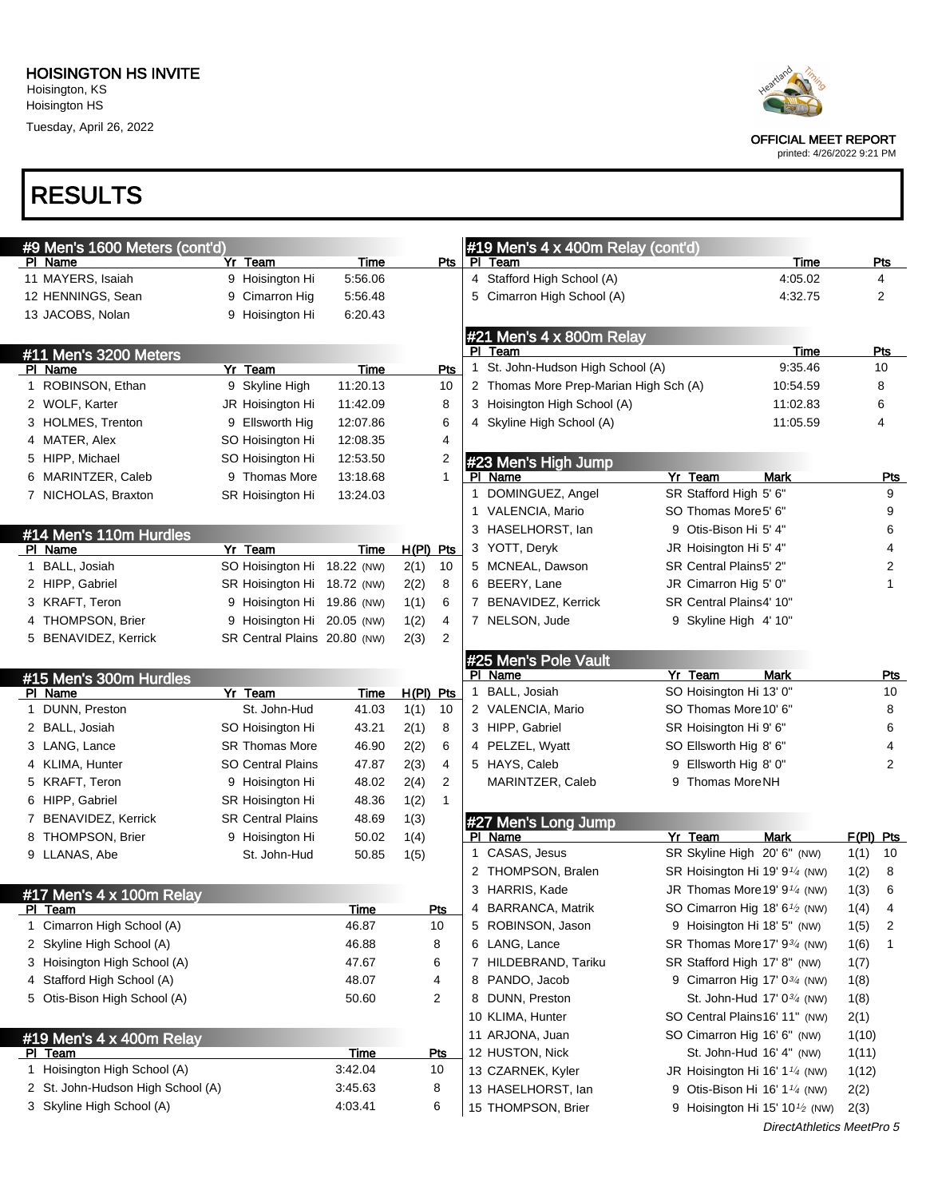# HOISINGTON HS INVITE

Hoisington, KS
Hoisington HS
Tuesday, April 26, 2022

OFFICIAL MEET REPORT
printed: 4/26/2022 9:21 PM

# RESULTS

## #9 Men's 1600 Meters (cont'd)

| Pl | Name | Yr | Team | Time | Pts |
|---|---|---|---|---|---|
| 11 | MAYERS, Isaiah | 9 | Hoisington Hi | 5:56.06 | |
| 12 | HENNINGS, Sean | 9 | Cimarron Hig | 5:56.48 | |
| 13 | JACOBS, Nolan | 9 | Hoisington Hi | 6:20.43 | |

## #11 Men's 3200 Meters

| Pl | Name | Yr | Team | Time | Pts |
|---|---|---|---|---|---|
| 1 | ROBINSON, Ethan | 9 | Skyline High | 11:20.13 | 10 |
| 2 | WOLF, Karter | JR | Hoisington Hi | 11:42.09 | 8 |
| 3 | HOLMES, Trenton | 9 | Ellsworth Hig | 12:07.86 | 6 |
| 4 | MATER, Alex | SO | Hoisington Hi | 12:08.35 | 4 |
| 5 | HIPP, Michael | SO | Hoisington Hi | 12:53.50 | 2 |
| 6 | MARINTZER, Caleb | 9 | Thomas More | 13:18.68 | 1 |
| 7 | NICHOLAS, Braxton | SR | Hoisington Hi | 13:24.03 | |

## #14 Men's 110m Hurdles

| Pl | Name | Yr | Team | Time | H(Pl) | Pts |
|---|---|---|---|---|---|---|
| 1 | BALL, Josiah | SO | Hoisington Hi | 18.22 (NW) | 2(1) | 10 |
| 2 | HIPP, Gabriel | SR | Hoisington Hi | 18.72 (NW) | 2(2) | 8 |
| 3 | KRAFT, Teron | 9 | Hoisington Hi | 19.86 (NW) | 1(1) | 6 |
| 4 | THOMPSON, Brier | 9 | Hoisington Hi | 20.05 (NW) | 1(2) | 4 |
| 5 | BENAVIDEZ, Kerrick | SR | Central Plains | 20.80 (NW) | 2(3) | 2 |

## #15 Men's 300m Hurdles

| Pl | Name | Yr | Team | Time | H(Pl) | Pts |
|---|---|---|---|---|---|---|
| 1 | DUNN, Preston | | St. John-Hud | 41.03 | 1(1) | 10 |
| 2 | BALL, Josiah | SO | Hoisington Hi | 43.21 | 2(1) | 8 |
| 3 | LANG, Lance | SR | Thomas More | 46.90 | 2(2) | 6 |
| 4 | KLIMA, Hunter | SO | Central Plains | 47.87 | 2(3) | 4 |
| 5 | KRAFT, Teron | 9 | Hoisington Hi | 48.02 | 2(4) | 2 |
| 6 | HIPP, Gabriel | SR | Hoisington Hi | 48.36 | 1(2) | 1 |
| 7 | BENAVIDEZ, Kerrick | SR | Central Plains | 48.69 | 1(3) | |
| 8 | THOMPSON, Brier | 9 | Hoisington Hi | 50.02 | 1(4) | |
| 9 | LLANAS, Abe | | St. John-Hud | 50.85 | 1(5) | |

## #17 Men's 4 x 100m Relay

| Pl | Team | Time | Pts |
|---|---|---|---|
| 1 | Cimarron High School (A) | 46.87 | 10 |
| 2 | Skyline High School (A) | 46.88 | 8 |
| 3 | Hoisington High School (A) | 47.67 | 6 |
| 4 | Stafford High School (A) | 48.07 | 4 |
| 5 | Otis-Bison High School (A) | 50.60 | 2 |

## #19 Men's 4 x 400m Relay

| Pl | Team | Time | Pts |
|---|---|---|---|
| 1 | Hoisington High School (A) | 3:42.04 | 10 |
| 2 | St. John-Hudson High School (A) | 3:45.63 | 8 |
| 3 | Skyline High School (A) | 4:03.41 | 6 |
| 4 | Stafford High School (A) | 4:05.02 | 4 |
| 5 | Cimarron High School (A) | 4:32.75 | 2 |

## #21 Men's 4 x 800m Relay

| Pl | Team | Time | Pts |
|---|---|---|---|
| 1 | St. John-Hudson High School (A) | 9:35.46 | 10 |
| 2 | Thomas More Prep-Marian High Sch (A) | 10:54.59 | 8 |
| 3 | Hoisington High School (A) | 11:02.83 | 6 |
| 4 | Skyline High School (A) | 11:05.59 | 4 |

## #23 Men's High Jump

| Pl | Name | Yr | Team | Mark | Pts |
|---|---|---|---|---|---|
| 1 | DOMINGUEZ, Angel | SR | Stafford High | 5' 6" | 9 |
| 1 | VALENCIA, Mario | SO | Thomas More | 5' 6" | 9 |
| 3 | HASELHORST, Ian | 9 | Otis-Bison Hi | 5' 4" | 6 |
| 3 | YOTT, Deryk | JR | Hoisington Hi | 5' 4" | 4 |
| 5 | MCNEAL, Dawson | SR | Central Plains | 5' 2" | 2 |
| 6 | BEERY, Lane | JR | Cimarron Hig | 5' 0" | 1 |
| 7 | BENAVIDEZ, Kerrick | SR | Central Plains | 4' 10" | |
| 7 | NELSON, Jude | 9 | Skyline High | 4' 10" | |

## #25 Men's Pole Vault

| Pl | Name | Yr | Team | Mark | Pts |
|---|---|---|---|---|---|
| 1 | BALL, Josiah | SO | Hoisington Hi | 13' 0" | 10 |
| 2 | VALENCIA, Mario | SO | Thomas More | 10' 6" | 8 |
| 3 | HIPP, Gabriel | SR | Hoisington Hi | 9' 6" | 6 |
| 4 | PELZEL, Wyatt | SO | Ellsworth Hig | 8' 6" | 4 |
| 5 | HAYS, Caleb | 9 | Ellsworth Hig | 8' 0" | 2 |
| | MARINTZER, Caleb | 9 | Thomas More | NH | |

## #27 Men's Long Jump

| Pl | Name | Yr | Team | Mark | F(Pl) | Pts |
|---|---|---|---|---|---|---|
| 1 | CASAS, Jesus | SR | Skyline High | 20' 6" (NW) | 1(1) | 10 |
| 2 | THOMPSON, Bralen | SR | Hoisington Hi | 19' 9¼ (NW) | 1(2) | 8 |
| 3 | HARRIS, Kade | JR | Thomas More | 19' 9¼ (NW) | 1(3) | 6 |
| 4 | BARRANCA, Matrik | SO | Cimarron Hig | 18' 6½ (NW) | 1(4) | 4 |
| 5 | ROBINSON, Jason | 9 | Hoisington Hi | 18' 5" (NW) | 1(5) | 2 |
| 6 | LANG, Lance | SR | Thomas More | 17' 9¾ (NW) | 1(6) | 1 |
| 7 | HILDEBRAND, Tariku | SR | Stafford High | 17' 8" (NW) | 1(7) | |
| 8 | PANDO, Jacob | 9 | Cimarron Hig | 17' 0¾ (NW) | 1(8) | |
| 8 | DUNN, Preston | | St. John-Hud | 17' 0¾ (NW) | 1(8) | |
| 10 | KLIMA, Hunter | SO | Central Plains | 16' 11" (NW) | 2(1) | |
| 11 | ARJONA, Juan | SO | Cimarron Hig | 16' 6" (NW) | 1(10) | |
| 12 | HUSTON, Nick | | St. John-Hud | 16' 4" (NW) | 1(11) | |
| 13 | CZARNEK, Kyler | JR | Hoisington Hi | 16' 1¼ (NW) | 1(12) | |
| 13 | HASELHORST, Ian | 9 | Otis-Bison Hi | 16' 1¼ (NW) | 2(2) | |
| 15 | THOMPSON, Brier | 9 | Hoisington Hi | 15' 10½ (NW) | 2(3) | |

*DirectAthletics MeetPro 5*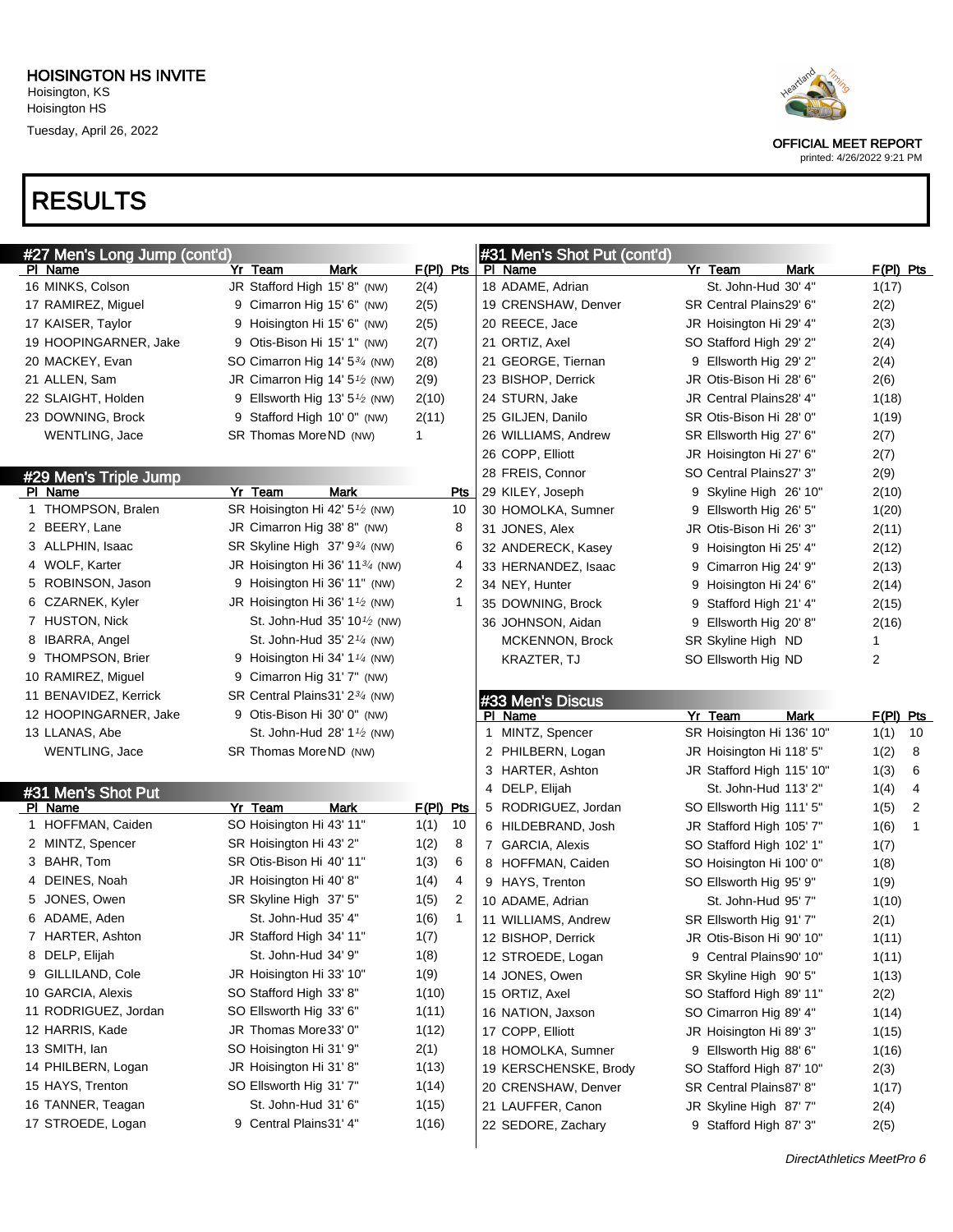# RESULTS

### #27 Men's Long Jump (cont'd)

| Pl | Name | Yr | Team | Mark | F(Pl) | Pts |
|---|---|---|---|---|---|---|
| 16 | MINKS, Colson | JR | Stafford High | 15' 8" (NW) | 2(4) | |
| 17 | RAMIREZ, Miguel | 9 | Cimarron Hig | 15' 6" (NW) | 2(5) | |
| 17 | KAISER, Taylor | 9 | Hoisington Hi | 15' 6" (NW) | 2(5) | |
| 19 | HOOPINGARNER, Jake | 9 | Otis-Bison Hi | 15' 1" (NW) | 2(7) | |
| 20 | MACKEY, Evan | SO | Cimarron Hig | 14' 5¾ (NW) | 2(8) | |
| 21 | ALLEN, Sam | JR | Cimarron Hig | 14' 5½ (NW) | 2(9) | |
| 22 | SLAIGHT, Holden | 9 | Ellsworth Hig | 13' 5½ (NW) | 2(10) | |
| 23 | DOWNING, Brock | 9 | Stafford High | 10' 0" (NW) | 2(11) | |
| | WENTLING, Jace | SR | Thomas More | ND (NW) | 1 | |

### #29 Men's Triple Jump

| Pl | Name | Yr | Team | Mark | Pts |
|---|---|---|---|---|---|
| 1 | THOMPSON, Bralen | SR | Hoisington Hi | 42' 5½ (NW) | 10 |
| 2 | BEERY, Lane | JR | Cimarron Hig | 38' 8" (NW) | 8 |
| 3 | ALLPHIN, Isaac | SR | Skyline High | 37' 9¾ (NW) | 6 |
| 4 | WOLF, Karter | JR | Hoisington Hi | 36' 11¾ (NW) | 4 |
| 5 | ROBINSON, Jason | 9 | Hoisington Hi | 36' 11" (NW) | 2 |
| 6 | CZARNEK, Kyler | JR | Hoisington Hi | 36' 1½ (NW) | 1 |
| 7 | HUSTON, Nick | | St. John-Hud | 35' 10½ (NW) | |
| 8 | IBARRA, Angel | | St. John-Hud | 35' 2¼ (NW) | |
| 9 | THOMPSON, Brier | 9 | Hoisington Hi | 34' 1¼ (NW) | |
| 10 | RAMIREZ, Miguel | 9 | Cimarron Hig | 31' 7" (NW) | |
| 11 | BENAVIDEZ, Kerrick | SR | Central Plains | 31' 2¾ (NW) | |
| 12 | HOOPINGARNER, Jake | 9 | Otis-Bison Hi | 30' 0" (NW) | |
| 13 | LLANAS, Abe | | St. John-Hud | 28' 1½ (NW) | |
| | WENTLING, Jace | SR | Thomas More | ND (NW) | |

### #31 Men's Shot Put

| Pl | Name | Yr | Team | Mark | F(Pl) | Pts |
|---|---|---|---|---|---|---|
| 1 | HOFFMAN, Caiden | SO | Hoisington Hi | 43' 11" | 1(1) | 10 |
| 2 | MINTZ, Spencer | SR | Hoisington Hi | 43' 2" | 1(2) | 8 |
| 3 | BAHR, Tom | SR | Otis-Bison Hi | 40' 11" | 1(3) | 6 |
| 4 | DEINES, Noah | JR | Hoisington Hi | 40' 8" | 1(4) | 4 |
| 5 | JONES, Owen | SR | Skyline High | 37' 5" | 1(5) | 2 |
| 6 | ADAME, Aden | | St. John-Hud | 35' 4" | 1(6) | 1 |
| 7 | HARTER, Ashton | JR | Stafford High | 34' 11" | 1(7) | |
| 8 | DELP, Elijah | | St. John-Hud | 34' 9" | 1(8) | |
| 9 | GILLILAND, Cole | JR | Hoisington Hi | 33' 10" | 1(9) | |
| 10 | GARCIA, Alexis | SO | Stafford High | 33' 8" | 1(10) | |
| 11 | RODRIGUEZ, Jordan | SO | Ellsworth Hig | 33' 6" | 1(11) | |
| 12 | HARRIS, Kade | JR | Thomas More | 33' 0" | 1(12) | |
| 13 | SMITH, Ian | SO | Hoisington Hi | 31' 9" | 2(1) | |
| 14 | PHILBERN, Logan | JR | Hoisington Hi | 31' 8" | 1(13) | |
| 15 | HAYS, Trenton | SO | Ellsworth Hig | 31' 7" | 1(14) | |
| 16 | TANNER, Teagan | | St. John-Hud | 31' 6" | 1(15) | |
| 17 | STROEDE, Logan | 9 | Central Plains | 31' 4" | 1(16) | |
| 18 | ADAME, Adrian | | St. John-Hud | 30' 4" | 1(17) | |
| 19 | CRENSHAW, Denver | SR | Central Plains | 29' 6" | 2(2) | |
| 20 | REECE, Jace | JR | Hoisington Hi | 29' 4" | 2(3) | |
| 21 | ORTIZ, Axel | SO | Stafford High | 29' 2" | 2(4) | |
| 21 | GEORGE, Tiernan | 9 | Ellsworth Hig | 29' 2" | 2(4) | |
| 23 | BISHOP, Derrick | JR | Otis-Bison Hi | 28' 6" | 2(6) | |
| 24 | STURN, Jake | JR | Central Plains | 28' 4" | 1(18) | |
| 25 | GILJEN, Danilo | SR | Otis-Bison Hi | 28' 0" | 1(19) | |
| 26 | WILLIAMS, Andrew | SR | Ellsworth Hig | 27' 6" | 2(7) | |
| 26 | COPP, Elliott | JR | Hoisington Hi | 27' 6" | 2(7) | |
| 28 | FREIS, Connor | SO | Central Plains | 27' 3" | 2(9) | |
| 29 | KILEY, Joseph | 9 | Skyline High | 26' 10" | 2(10) | |
| 30 | HOMOLKA, Sumner | 9 | Ellsworth Hig | 26' 5" | 1(20) | |
| 31 | JONES, Alex | JR | Otis-Bison Hi | 26' 3" | 2(11) | |
| 32 | ANDERECK, Kasey | 9 | Hoisington Hi | 25' 4" | 2(12) | |
| 33 | HERNANDEZ, Isaac | 9 | Cimarron Hig | 24' 9" | 2(13) | |
| 34 | NEY, Hunter | 9 | Hoisington Hi | 24' 6" | 2(14) | |
| 35 | DOWNING, Brock | 9 | Stafford High | 21' 4" | 2(15) | |
| 36 | JOHNSON, Aidan | 9 | Ellsworth Hig | 20' 8" | 2(16) | |
| | MCKENNON, Brock | SR | Skyline High | ND | 1 | |
| | KRAZTER, TJ | SO | Ellsworth Hig | ND | 2 | |

### #33 Men's Discus

| Pl | Name | Yr | Team | Mark | F(Pl) | Pts |
|---|---|---|---|---|---|---|
| 1 | MINTZ, Spencer | SR | Hoisington Hi | 136' 10" | 1(1) | 10 |
| 2 | PHILBERN, Logan | JR | Hoisington Hi | 118' 5" | 1(2) | 8 |
| 3 | HARTER, Ashton | JR | Stafford High | 115' 10" | 1(3) | 6 |
| 4 | DELP, Elijah | | St. John-Hud | 113' 2" | 1(4) | 4 |
| 5 | RODRIGUEZ, Jordan | SO | Ellsworth Hig | 111' 5" | 1(5) | 2 |
| 6 | HILDEBRAND, Josh | JR | Stafford High | 105' 7" | 1(6) | 1 |
| 7 | GARCIA, Alexis | SO | Stafford High | 102' 1" | 1(7) | |
| 8 | HOFFMAN, Caiden | SO | Hoisington Hi | 100' 0" | 1(8) | |
| 9 | HAYS, Trenton | SO | Ellsworth Hig | 95' 9" | 1(9) | |
| 10 | ADAME, Adrian | | St. John-Hud | 95' 7" | 1(10) | |
| 11 | WILLIAMS, Andrew | SR | Ellsworth Hig | 91' 7" | 2(1) | |
| 12 | BISHOP, Derrick | JR | Otis-Bison Hi | 90' 10" | 1(11) | |
| 12 | STROEDE, Logan | 9 | Central Plains | 90' 10" | 1(11) | |
| 14 | JONES, Owen | SR | Skyline High | 90' 5" | 1(13) | |
| 15 | ORTIZ, Axel | SO | Stafford High | 89' 11" | 2(2) | |
| 16 | NATION, Jaxson | SO | Cimarron Hig | 89' 4" | 1(14) | |
| 17 | COPP, Elliott | JR | Hoisington Hi | 89' 3" | 1(15) | |
| 18 | HOMOLKA, Sumner | 9 | Ellsworth Hig | 88' 6" | 1(16) | |
| 19 | KERSCHENSKE, Brody | SO | Stafford High | 87' 10" | 2(3) | |
| 20 | CRENSHAW, Denver | SR | Central Plains | 87' 8" | 1(17) | |
| 21 | LAUFFER, Canon | JR | Skyline High | 87' 7" | 2(4) | |
| 22 | SEDORE, Zachary | 9 | Stafford High | 87' 3" | 2(5) | |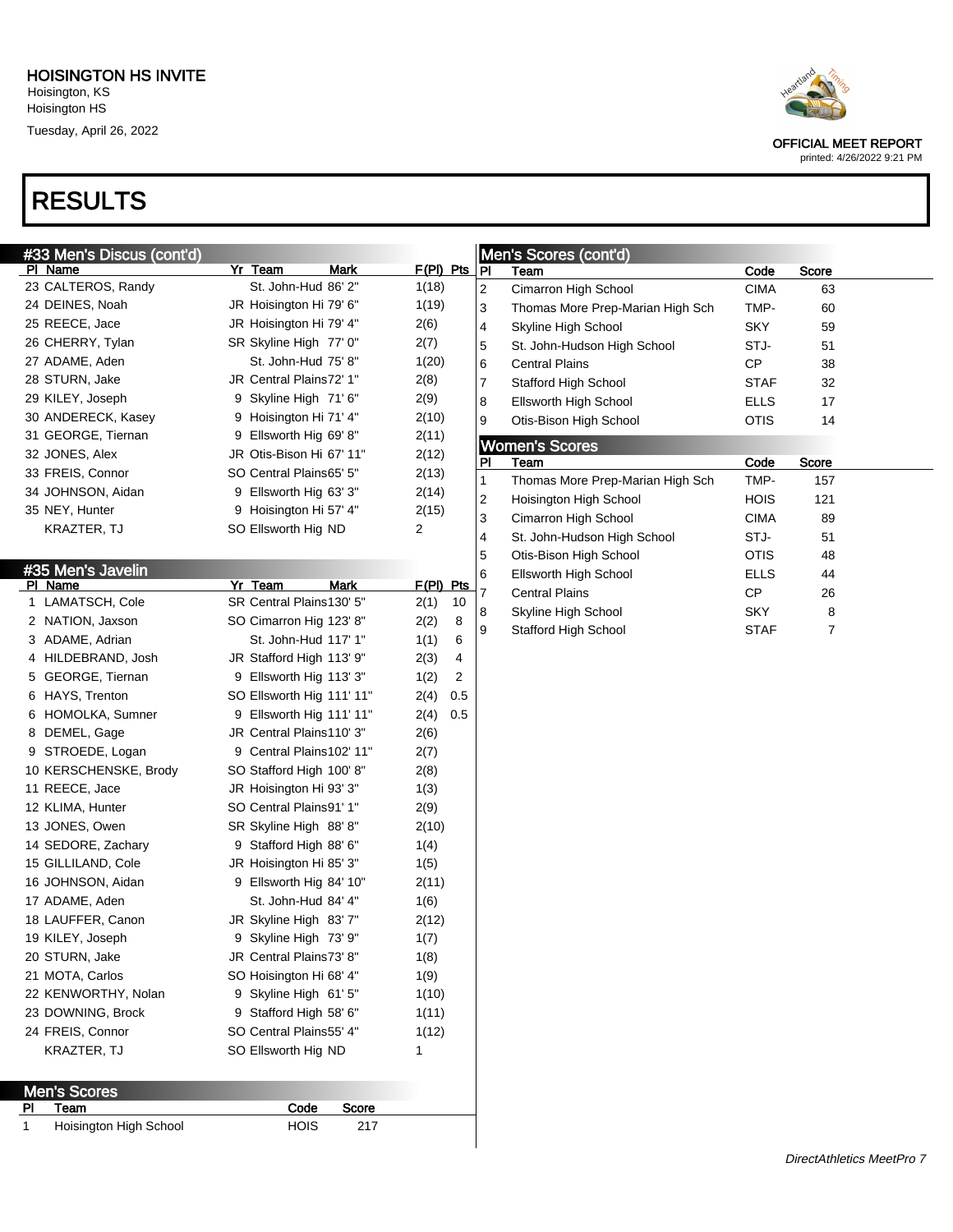# HOISINGTON HS INVITE

Hoisington, KS
Hoisington HS
Tuesday, April 26, 2022

OFFICIAL MEET REPORT
printed: 4/26/2022 9:21 PM

# RESULTS

## #33 Men's Discus (cont'd)

| Pl | Name | Yr | Team | Mark | F(Pl) | Pts |
|---|---|---|---|---|---|---|
| 23 | CALTEROS, Randy | | St. John-Hud | 86' 2" | 1(18) | |
| 24 | DEINES, Noah | JR | Hoisington Hi | 79' 6" | 1(19) | |
| 25 | REECE, Jace | JR | Hoisington Hi | 79' 4" | 2(6) | |
| 26 | CHERRY, Tylan | SR | Skyline High | 77' 0" | 2(7) | |
| 27 | ADAME, Aden | | St. John-Hud | 75' 8" | 1(20) | |
| 28 | STURN, Jake | JR | Central Plains | 72' 1" | 2(8) | |
| 29 | KILEY, Joseph | 9 | Skyline High | 71' 6" | 2(9) | |
| 30 | ANDERECK, Kasey | 9 | Hoisington Hi | 71' 4" | 2(10) | |
| 31 | GEORGE, Tiernan | 9 | Ellsworth Hig | 69' 8" | 2(11) | |
| 32 | JONES, Alex | JR | Otis-Bison Hi | 67' 11" | 2(12) | |
| 33 | FREIS, Connor | SO | Central Plains | 65' 5" | 2(13) | |
| 34 | JOHNSON, Aidan | 9 | Ellsworth Hig | 63' 3" | 2(14) | |
| 35 | NEY, Hunter | 9 | Hoisington Hi | 57' 4" | 2(15) | |
| | KRAZTER, TJ | SO | Ellsworth Hig | ND | 2 | |

## #35 Men's Javelin

| Pl | Name | Yr | Team | Mark | F(Pl) | Pts |
|---|---|---|---|---|---|---|
| 1 | LAMATSCH, Cole | SR | Central Plains | 130' 5" | 2(1) | 10 |
| 2 | NATION, Jaxson | SO | Cimarron Hig | 123' 8" | 2(2) | 8 |
| 3 | ADAME, Adrian | | St. John-Hud | 117' 1" | 1(1) | 6 |
| 4 | HILDEBRAND, Josh | JR | Stafford High | 113' 9" | 2(3) | 4 |
| 5 | GEORGE, Tiernan | 9 | Ellsworth Hig | 113' 3" | 1(2) | 2 |
| 6 | HAYS, Trenton | SO | Ellsworth Hig | 111' 11" | 2(4) | 0.5 |
| 6 | HOMOLKA, Sumner | 9 | Ellsworth Hig | 111' 11" | 2(4) | 0.5 |
| 8 | DEMEL, Gage | JR | Central Plains | 110' 3" | 2(6) | |
| 9 | STROEDE, Logan | 9 | Central Plains | 102' 11" | 2(7) | |
| 10 | KERSCHENSKE, Brody | SO | Stafford High | 100' 8" | 2(8) | |
| 11 | REECE, Jace | JR | Hoisington Hi | 93' 3" | 1(3) | |
| 12 | KLIMA, Hunter | SO | Central Plains | 91' 1" | 2(9) | |
| 13 | JONES, Owen | SR | Skyline High | 88' 8" | 2(10) | |
| 14 | SEDORE, Zachary | 9 | Stafford High | 88' 6" | 1(4) | |
| 15 | GILLILAND, Cole | JR | Hoisington Hi | 85' 3" | 1(5) | |
| 16 | JOHNSON, Aidan | 9 | Ellsworth Hig | 84' 10" | 2(11) | |
| 17 | ADAME, Aden | | St. John-Hud | 84' 4" | 1(6) | |
| 18 | LAUFFER, Canon | JR | Skyline High | 83' 7" | 2(12) | |
| 19 | KILEY, Joseph | 9 | Skyline High | 73' 9" | 1(7) | |
| 20 | STURN, Jake | JR | Central Plains | 73' 8" | 1(8) | |
| 21 | MOTA, Carlos | SO | Hoisington Hi | 68' 4" | 1(9) | |
| 22 | KENWORTHY, Nolan | 9 | Skyline High | 61' 5" | 1(10) | |
| 23 | DOWNING, Brock | 9 | Stafford High | 58' 6" | 1(11) | |
| 24 | FREIS, Connor | SO | Central Plains | 55' 4" | 1(12) | |
| | KRAZTER, TJ | SO | Ellsworth Hig | ND | 1 | |

## Men's Scores

| Pl | Team | Code | Score |
|---|---|---|---|
| 1 | Hoisington High School | HOIS | 217 |
| 2 | Cimarron High School | CIMA | 63 |
| 3 | Thomas More Prep-Marian High Sch | TMP- | 60 |
| 4 | Skyline High School | SKY | 59 |
| 5 | St. John-Hudson High School | STJ- | 51 |
| 6 | Central Plains | CP | 38 |
| 7 | Stafford High School | STAF | 32 |
| 8 | Ellsworth High School | ELLS | 17 |
| 9 | Otis-Bison High School | OTIS | 14 |

## Women's Scores

| Pl | Team | Code | Score |
|---|---|---|---|
| 1 | Thomas More Prep-Marian High Sch | TMP- | 157 |
| 2 | Hoisington High School | HOIS | 121 |
| 3 | Cimarron High School | CIMA | 89 |
| 4 | St. John-Hudson High School | STJ- | 51 |
| 5 | Otis-Bison High School | OTIS | 48 |
| 6 | Ellsworth High School | ELLS | 44 |
| 7 | Central Plains | CP | 26 |
| 8 | Skyline High School | SKY | 8 |
| 9 | Stafford High School | STAF | 7 |

DirectAthletics MeetPro 7